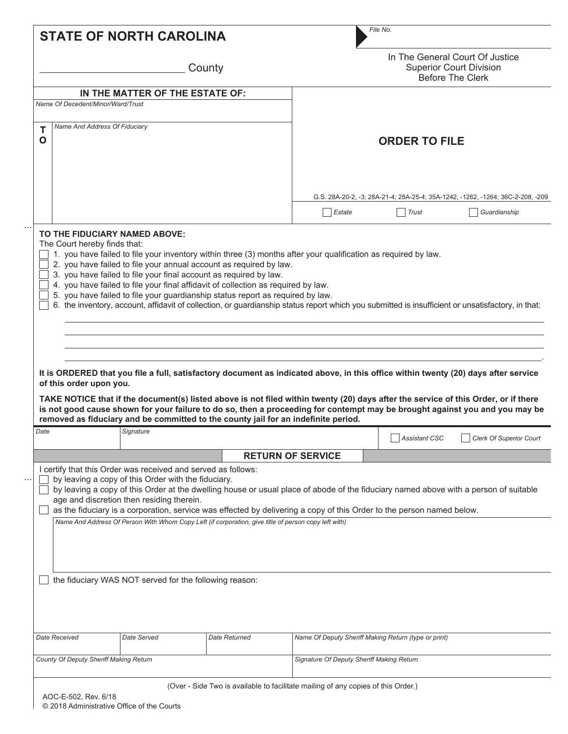# STATE OF NORTH CAROLINA

File No.

_________________________ County

In The General Court Of Justice
Superior Court Division
Before The Clerk

**IN THE MATTER OF THE ESTATE OF:**

Name Of Decedent/Minor/Ward/Trust

TO Name And Address Of Fiduciary

## ORDER TO FILE

G.S. 28A-20-2, -3; 28A-21-4; 28A-25-4; 35A-1242, -1262, -1264; 36C-2-208, -209

☐ Estate ☐ Trust ☐ Guardianship

**TO THE FIDUCIARY NAMED ABOVE:**

The Court hereby finds that:

☐ 1. you have failed to file your inventory within three (3) months after your qualification as required by law.
☐ 2. you have failed to file your annual account as required by law.
☐ 3. you have failed to file your final account as required by law.
☐ 4. you have failed to file your final affidavit of collection as required by law.
☐ 5. you have failed to file your guardianship status report as required by law.
☐ 6. the inventory, account, affidavit of collection, or guardianship status report which you submitted is insufficient or unsatisfactory, in that:

_______________________________________________________________________________

_______________________________________________________________________________

_______________________________________________________________________________

_______________________________________________________________________________.

**It is ORDERED that you file a full, satisfactory document as indicated above, in this office within twenty (20) days after service of this order upon you.**

**TAKE NOTICE that if the document(s) listed above is not filed within twenty (20) days after the service of this Order, or if there is not good cause shown for your failure to do so, then a proceeding for contempt may be brought against you and you may be removed as fiduciary and be committed to the county jail for an indefinite period.**

| Date | Signature | ☐ Assistant CSC ☐ Clerk Of Superior Court |
|---|---|---|
| | | |

## RETURN OF SERVICE

I certify that this Order was received and served as follows:

☐ by leaving a copy of this Order with the fiduciary.
☐ by leaving a copy of this Order at the dwelling house or usual place of abode of the fiduciary named above with a person of suitable age and discretion then residing therein.
☐ as the fiduciary is a corporation, service was effected by delivering a copy of this Order to the person named below.

Name And Address Of Person With Whom Copy Left (if corporation, give title of person copy left with)

☐ the fiduciary WAS NOT served for the following reason:

| Date Received | Date Served | Date Returned | Name Of Deputy Sheriff Making Return (type or print) |
|---|---|---|---|
| | | | |

| County Of Deputy Sheriff Making Return | Signature Of Deputy Sheriff Making Return |
|---|---|
| | |

(Over - Side Two is available to facilitate mailing of any copies of this Order.)

AOC-E-502, Rev. 6/18
© 2018 Administrative Office of the Courts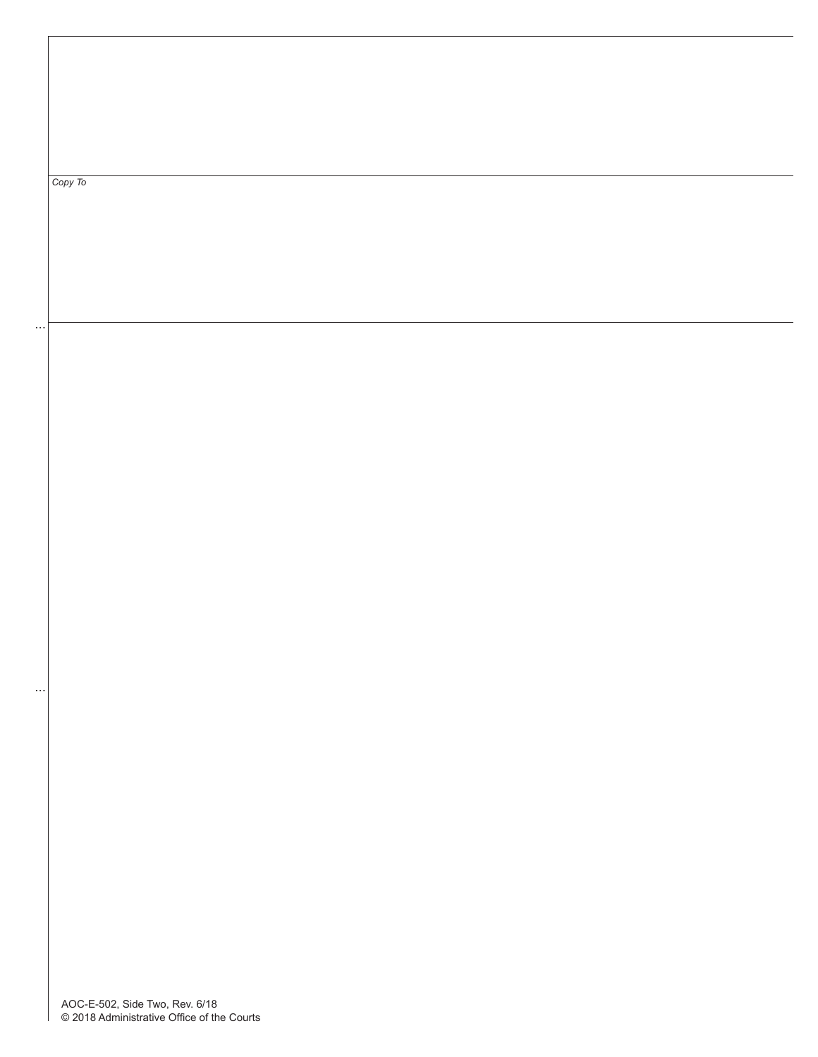*Copy To*

AOC-E-502, Side Two, Rev. 6/18
© 2018 Administrative Office of the Courts